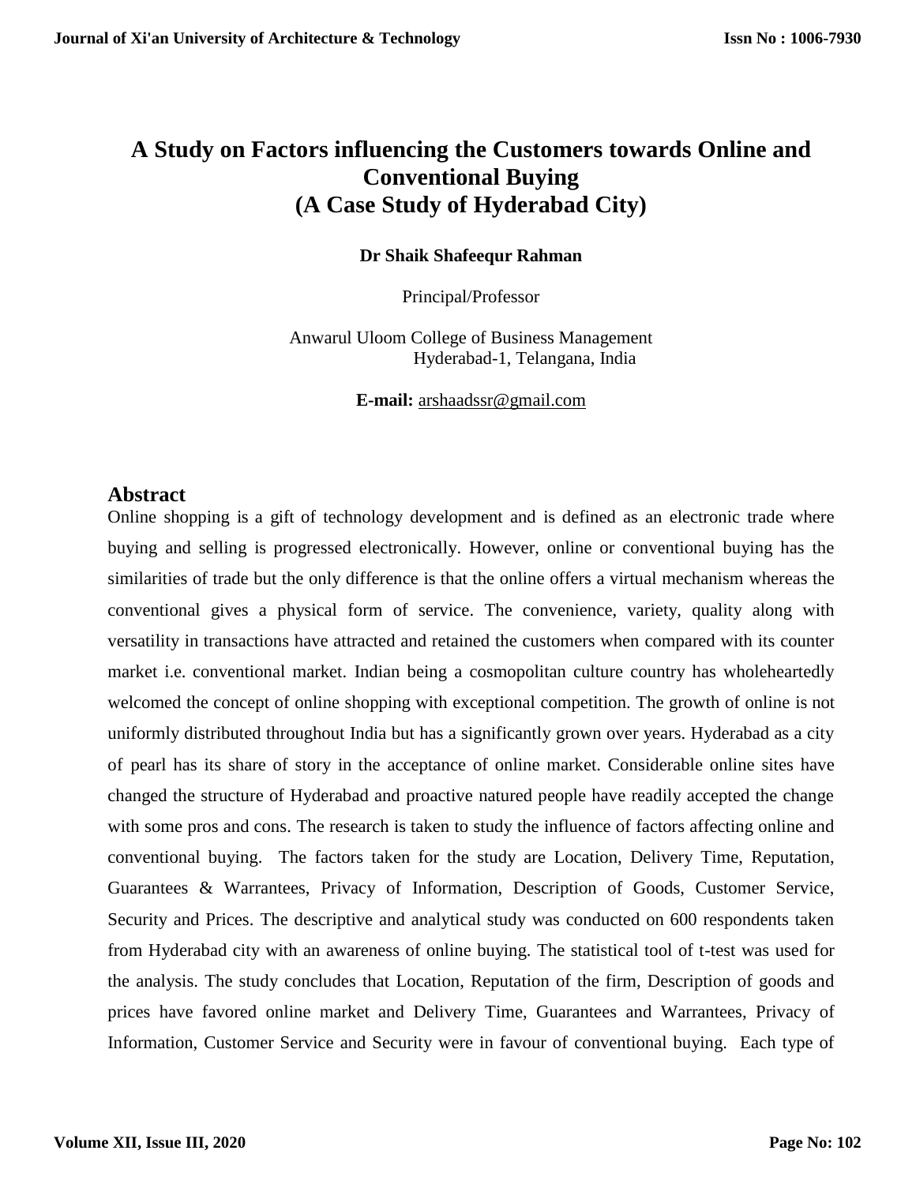# A Study on Factors influencing the Customers towards Online and Conventional Buying
# (A Case Study of Hyderabad City)

**Dr Shaik Shafeequr Rahman**

Principal/Professor

Anwarul Uloom College of Business Management
Hyderabad-1, Telangana, India

**E-mail:** arshaadssr@gmail.com

## Abstract

Online shopping is a gift of technology development and is defined as an electronic trade where buying and selling is progressed electronically. However, online or conventional buying has the similarities of trade but the only difference is that the online offers a virtual mechanism whereas the conventional gives a physical form of service. The convenience, variety, quality along with versatility in transactions have attracted and retained the customers when compared with its counter market i.e. conventional market. Indian being a cosmopolitan culture country has wholeheartedly welcomed the concept of online shopping with exceptional competition. The growth of online is not uniformly distributed throughout India but has a significantly grown over years. Hyderabad as a city of pearl has its share of story in the acceptance of online market. Considerable online sites have changed the structure of Hyderabad and proactive natured people have readily accepted the change with some pros and cons. The research is taken to study the influence of factors affecting online and conventional buying. The factors taken for the study are Location, Delivery Time, Reputation, Guarantees & Warrantees, Privacy of Information, Description of Goods, Customer Service, Security and Prices. The descriptive and analytical study was conducted on 600 respondents taken from Hyderabad city with an awareness of online buying. The statistical tool of t-test was used for the analysis. The study concludes that Location, Reputation of the firm, Description of goods and prices have favored online market and Delivery Time, Guarantees and Warrantees, Privacy of Information, Customer Service and Security were in favour of conventional buying. Each type of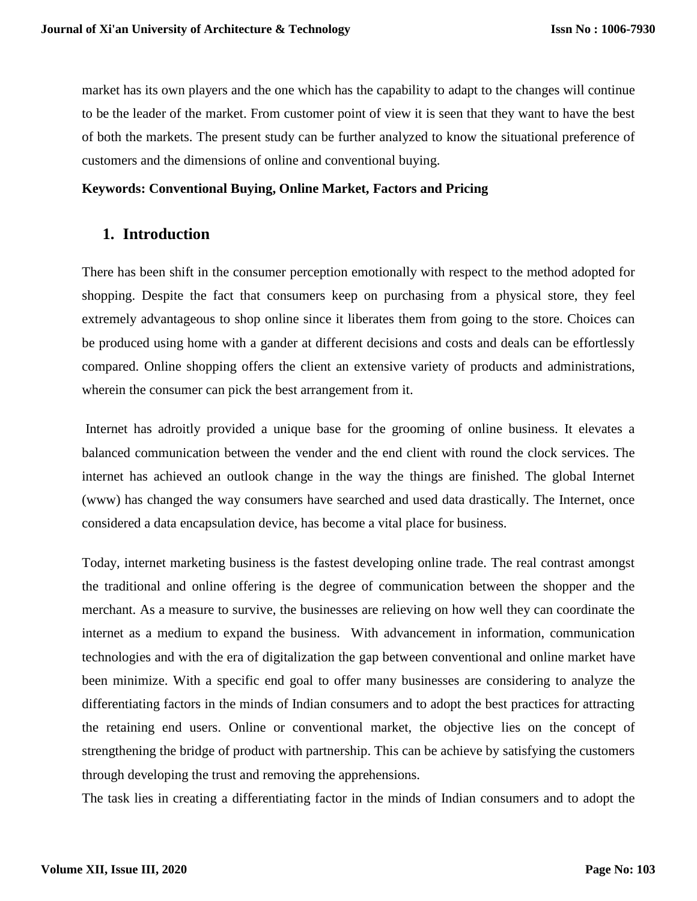market has its own players and the one which has the capability to adapt to the changes will continue to be the leader of the market. From customer point of view it is seen that they want to have the best of both the markets. The present study can be further analyzed to know the situational preference of customers and the dimensions of online and conventional buying.

**Keywords: Conventional Buying, Online Market, Factors and Pricing**

## 1. Introduction

There has been shift in the consumer perception emotionally with respect to the method adopted for shopping. Despite the fact that consumers keep on purchasing from a physical store, they feel extremely advantageous to shop online since it liberates them from going to the store. Choices can be produced using home with a gander at different decisions and costs and deals can be effortlessly compared. Online shopping offers the client an extensive variety of products and administrations, wherein the consumer can pick the best arrangement from it.

Internet has adroitly provided a unique base for the grooming of online business. It elevates a balanced communication between the vender and the end client with round the clock services. The internet has achieved an outlook change in the way the things are finished. The global Internet (www) has changed the way consumers have searched and used data drastically. The Internet, once considered a data encapsulation device, has become a vital place for business.

Today, internet marketing business is the fastest developing online trade. The real contrast amongst the traditional and online offering is the degree of communication between the shopper and the merchant. As a measure to survive, the businesses are relieving on how well they can coordinate the internet as a medium to expand the business. With advancement in information, communication technologies and with the era of digitalization the gap between conventional and online market have been minimize. With a specific end goal to offer many businesses are considering to analyze the differentiating factors in the minds of Indian consumers and to adopt the best practices for attracting the retaining end users. Online or conventional market, the objective lies on the concept of strengthening the bridge of product with partnership. This can be achieve by satisfying the customers through developing the trust and removing the apprehensions.

The task lies in creating a differentiating factor in the minds of Indian consumers and to adopt the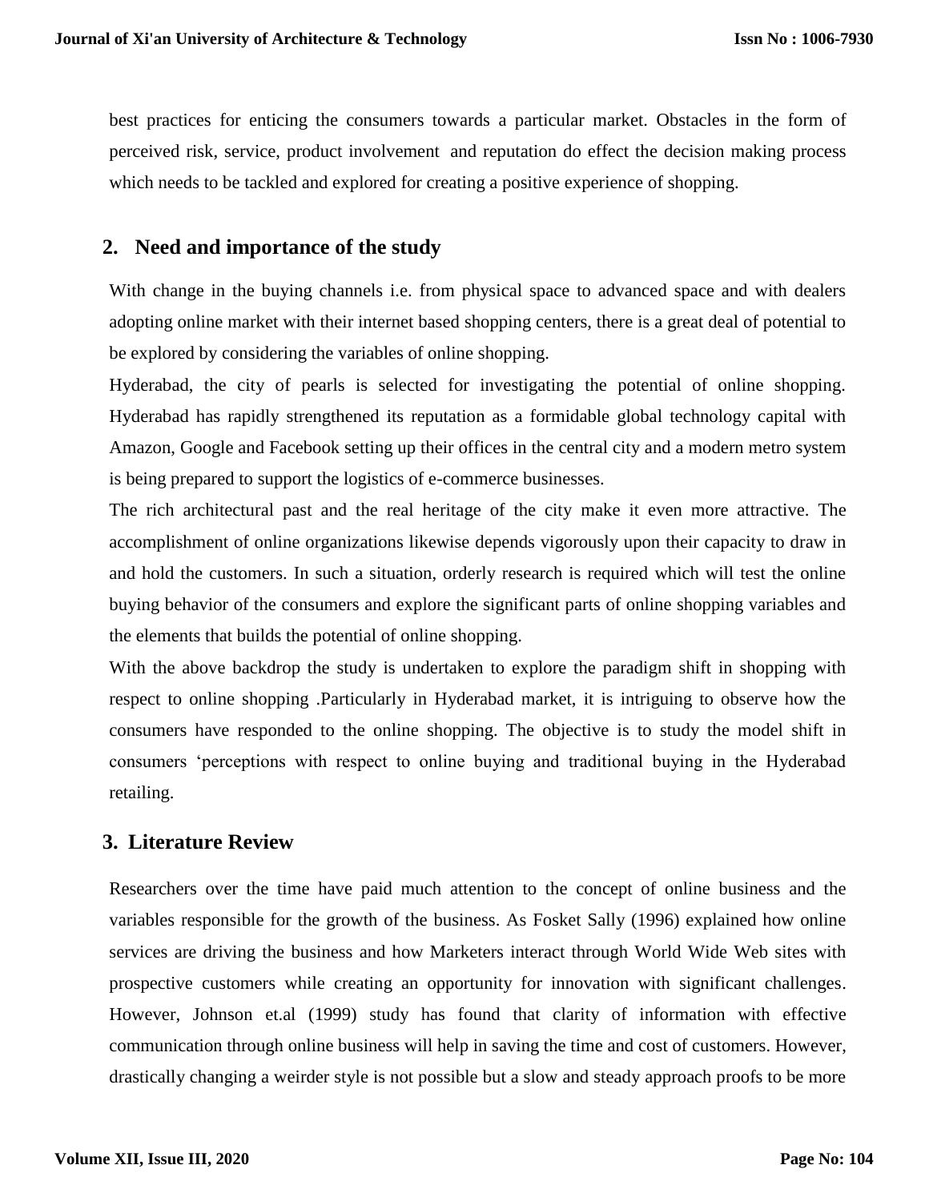best practices for enticing the consumers towards a particular market. Obstacles in the form of perceived risk, service, product involvement and reputation do effect the decision making process which needs to be tackled and explored for creating a positive experience of shopping.

## 2. Need and importance of the study

With change in the buying channels i.e. from physical space to advanced space and with dealers adopting online market with their internet based shopping centers, there is a great deal of potential to be explored by considering the variables of online shopping.

Hyderabad, the city of pearls is selected for investigating the potential of online shopping. Hyderabad has rapidly strengthened its reputation as a formidable global technology capital with Amazon, Google and Facebook setting up their offices in the central city and a modern metro system is being prepared to support the logistics of e-commerce businesses.

The rich architectural past and the real heritage of the city make it even more attractive. The accomplishment of online organizations likewise depends vigorously upon their capacity to draw in and hold the customers. In such a situation, orderly research is required which will test the online buying behavior of the consumers and explore the significant parts of online shopping variables and the elements that builds the potential of online shopping.

With the above backdrop the study is undertaken to explore the paradigm shift in shopping with respect to online shopping .Particularly in Hyderabad market, it is intriguing to observe how the consumers have responded to the online shopping. The objective is to study the model shift in consumers 'perceptions with respect to online buying and traditional buying in the Hyderabad retailing.

## 3. Literature Review

Researchers over the time have paid much attention to the concept of online business and the variables responsible for the growth of the business. As Fosket Sally (1996) explained how online services are driving the business and how Marketers interact through World Wide Web sites with prospective customers while creating an opportunity for innovation with significant challenges. However, Johnson et.al (1999) study has found that clarity of information with effective communication through online business will help in saving the time and cost of customers. However, drastically changing a weirder style is not possible but a slow and steady approach proofs to be more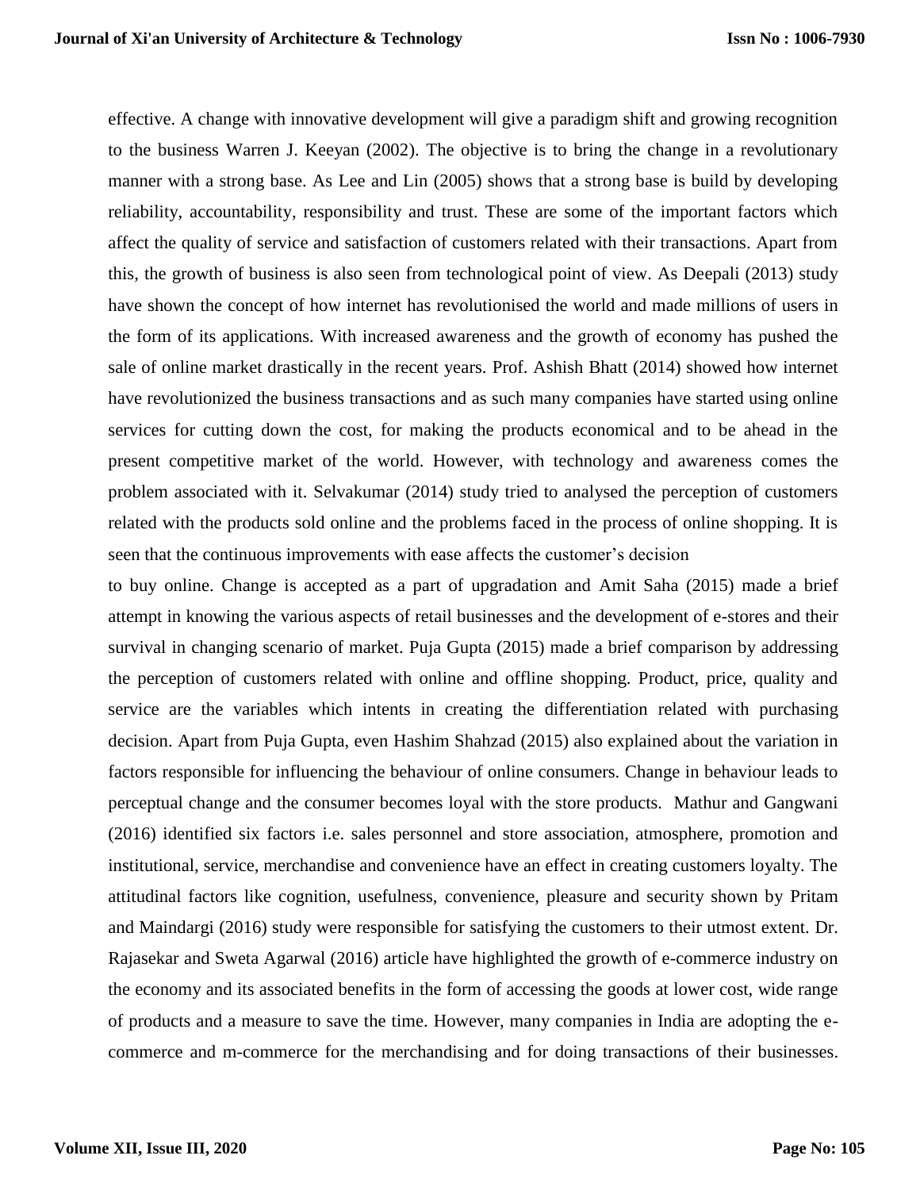effective. A change with innovative development will give a paradigm shift and growing recognition to the business Warren J. Keeyan (2002). The objective is to bring the change in a revolutionary manner with a strong base. As Lee and Lin (2005) shows that a strong base is build by developing reliability, accountability, responsibility and trust. These are some of the important factors which affect the quality of service and satisfaction of customers related with their transactions. Apart from this, the growth of business is also seen from technological point of view. As Deepali (2013) study have shown the concept of how internet has revolutionised the world and made millions of users in the form of its applications. With increased awareness and the growth of economy has pushed the sale of online market drastically in the recent years. Prof. Ashish Bhatt (2014) showed how internet have revolutionized the business transactions and as such many companies have started using online services for cutting down the cost, for making the products economical and to be ahead in the present competitive market of the world. However, with technology and awareness comes the problem associated with it. Selvakumar (2014) study tried to analysed the perception of customers related with the products sold online and the problems faced in the process of online shopping. It is seen that the continuous improvements with ease affects the customer's decision

to buy online. Change is accepted as a part of upgradation and Amit Saha (2015) made a brief attempt in knowing the various aspects of retail businesses and the development of e-stores and their survival in changing scenario of market. Puja Gupta (2015) made a brief comparison by addressing the perception of customers related with online and offline shopping. Product, price, quality and service are the variables which intents in creating the differentiation related with purchasing decision. Apart from Puja Gupta, even Hashim Shahzad (2015) also explained about the variation in factors responsible for influencing the behaviour of online consumers. Change in behaviour leads to perceptual change and the consumer becomes loyal with the store products. Mathur and Gangwani (2016) identified six factors i.e. sales personnel and store association, atmosphere, promotion and institutional, service, merchandise and convenience have an effect in creating customers loyalty. The attitudinal factors like cognition, usefulness, convenience, pleasure and security shown by Pritam and Maindargi (2016) study were responsible for satisfying the customers to their utmost extent. Dr. Rajasekar and Sweta Agarwal (2016) article have highlighted the growth of e-commerce industry on the economy and its associated benefits in the form of accessing the goods at lower cost, wide range of products and a measure to save the time. However, many companies in India are adopting the e-commerce and m-commerce for the merchandising and for doing transactions of their businesses.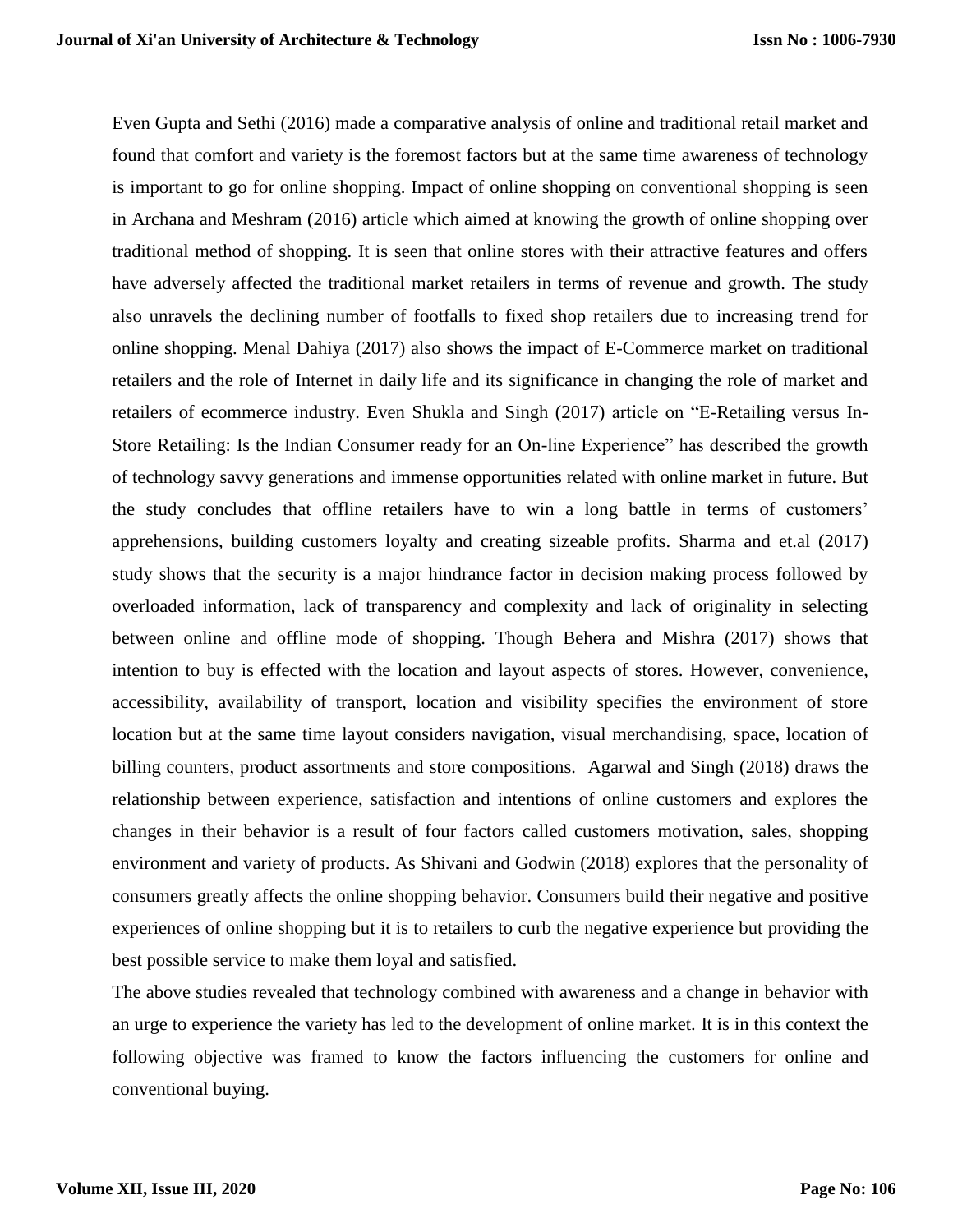Even Gupta and Sethi (2016) made a comparative analysis of online and traditional retail market and found that comfort and variety is the foremost factors but at the same time awareness of technology is important to go for online shopping. Impact of online shopping on conventional shopping is seen in Archana and Meshram (2016) article which aimed at knowing the growth of online shopping over traditional method of shopping. It is seen that online stores with their attractive features and offers have adversely affected the traditional market retailers in terms of revenue and growth. The study also unravels the declining number of footfalls to fixed shop retailers due to increasing trend for online shopping. Menal Dahiya (2017) also shows the impact of E-Commerce market on traditional retailers and the role of Internet in daily life and its significance in changing the role of market and retailers of ecommerce industry. Even Shukla and Singh (2017) article on "E-Retailing versus In-Store Retailing: Is the Indian Consumer ready for an On-line Experience" has described the growth of technology savvy generations and immense opportunities related with online market in future. But the study concludes that offline retailers have to win a long battle in terms of customers' apprehensions, building customers loyalty and creating sizeable profits. Sharma and et.al (2017) study shows that the security is a major hindrance factor in decision making process followed by overloaded information, lack of transparency and complexity and lack of originality in selecting between online and offline mode of shopping. Though Behera and Mishra (2017) shows that intention to buy is effected with the location and layout aspects of stores. However, convenience, accessibility, availability of transport, location and visibility specifies the environment of store location but at the same time layout considers navigation, visual merchandising, space, location of billing counters, product assortments and store compositions. Agarwal and Singh (2018) draws the relationship between experience, satisfaction and intentions of online customers and explores the changes in their behavior is a result of four factors called customers motivation, sales, shopping environment and variety of products. As Shivani and Godwin (2018) explores that the personality of consumers greatly affects the online shopping behavior. Consumers build their negative and positive experiences of online shopping but it is to retailers to curb the negative experience but providing the best possible service to make them loyal and satisfied.

The above studies revealed that technology combined with awareness and a change in behavior with an urge to experience the variety has led to the development of online market. It is in this context the following objective was framed to know the factors influencing the customers for online and conventional buying.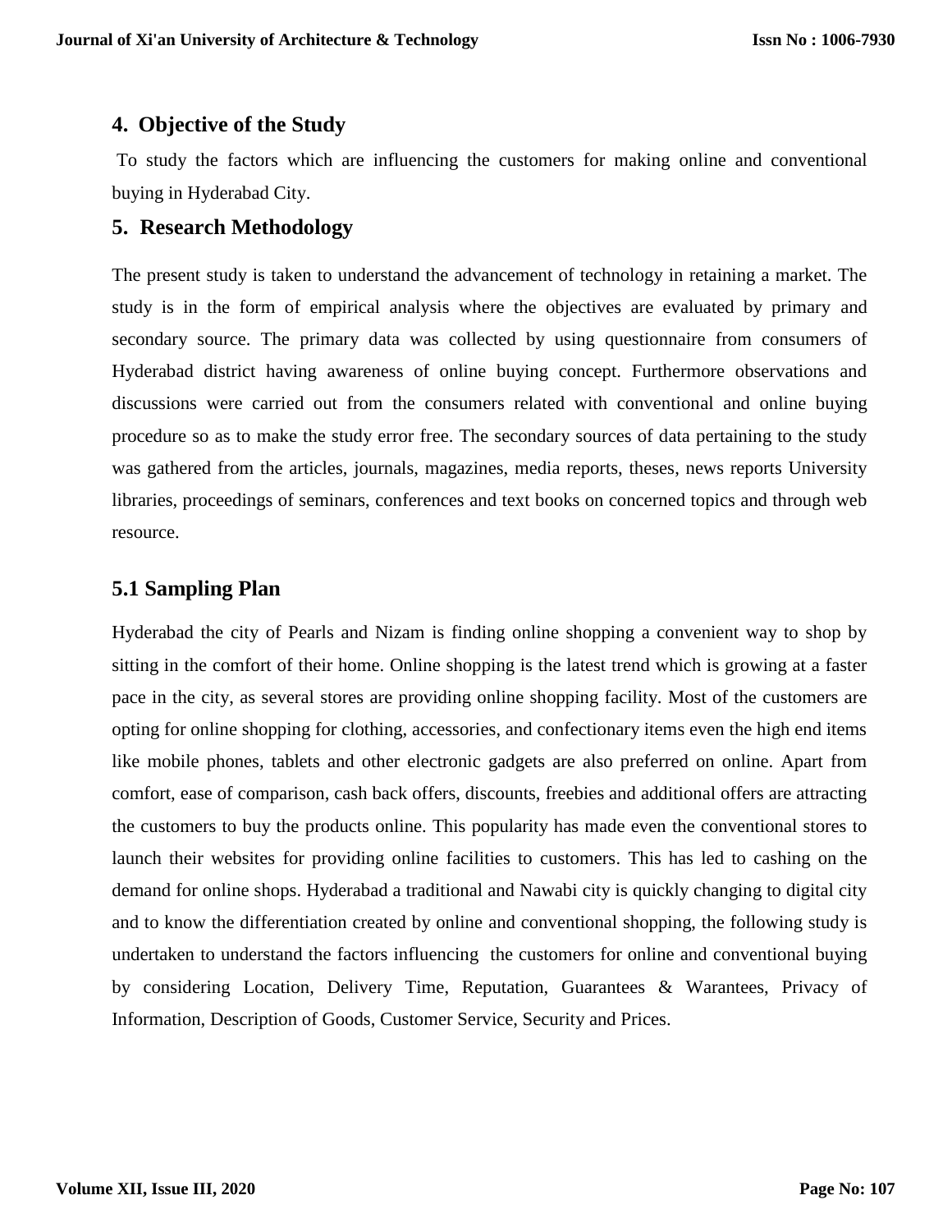## 4. Objective of the Study

To study the factors which are influencing the customers for making online and conventional buying in Hyderabad City.

## 5. Research Methodology

The present study is taken to understand the advancement of technology in retaining a market. The study is in the form of empirical analysis where the objectives are evaluated by primary and secondary source. The primary data was collected by using questionnaire from consumers of Hyderabad district having awareness of online buying concept. Furthermore observations and discussions were carried out from the consumers related with conventional and online buying procedure so as to make the study error free. The secondary sources of data pertaining to the study was gathered from the articles, journals, magazines, media reports, theses, news reports University libraries, proceedings of seminars, conferences and text books on concerned topics and through web resource.

### 5.1 Sampling Plan

Hyderabad the city of Pearls and Nizam is finding online shopping a convenient way to shop by sitting in the comfort of their home. Online shopping is the latest trend which is growing at a faster pace in the city, as several stores are providing online shopping facility. Most of the customers are opting for online shopping for clothing, accessories, and confectionary items even the high end items like mobile phones, tablets and other electronic gadgets are also preferred on online. Apart from comfort, ease of comparison, cash back offers, discounts, freebies and additional offers are attracting the customers to buy the products online. This popularity has made even the conventional stores to launch their websites for providing online facilities to customers. This has led to cashing on the demand for online shops. Hyderabad a traditional and Nawabi city is quickly changing to digital city and to know the differentiation created by online and conventional shopping, the following study is undertaken to understand the factors influencing the customers for online and conventional buying by considering Location, Delivery Time, Reputation, Guarantees & Warantees, Privacy of Information, Description of Goods, Customer Service, Security and Prices.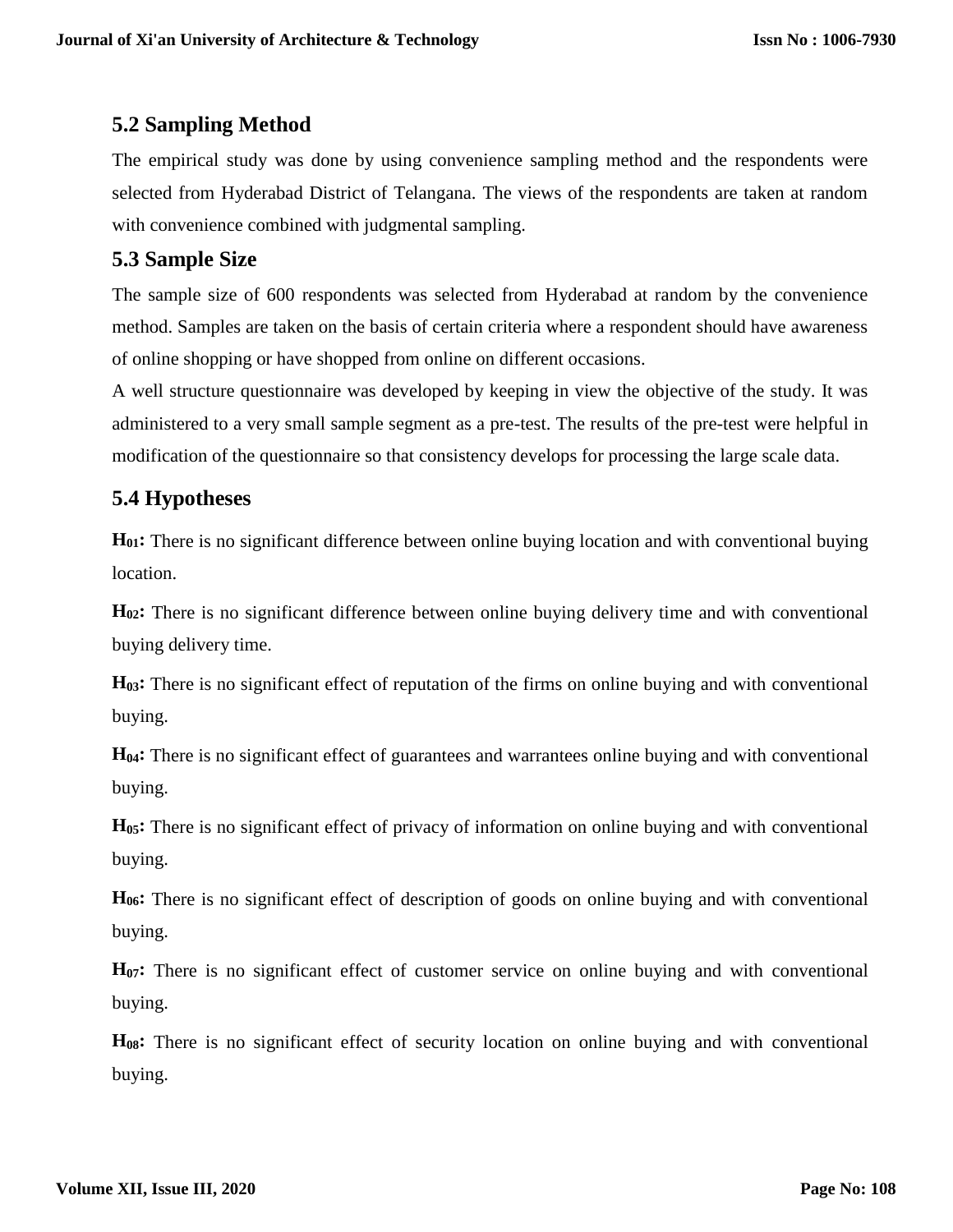### 5.2 Sampling Method

The empirical study was done by using convenience sampling method and the respondents were selected from Hyderabad District of Telangana. The views of the respondents are taken at random with convenience combined with judgmental sampling.

### 5.3 Sample Size

The sample size of 600 respondents was selected from Hyderabad at random by the convenience method. Samples are taken on the basis of certain criteria where a respondent should have awareness of online shopping or have shopped from online on different occasions.

A well structure questionnaire was developed by keeping in view the objective of the study. It was administered to a very small sample segment as a pre-test. The results of the pre-test were helpful in modification of the questionnaire so that consistency develops for processing the large scale data.

### 5.4 Hypotheses

**$H_{01}$:** There is no significant difference between online buying location and with conventional buying location.

**$H_{02}$:** There is no significant difference between online buying delivery time and with conventional buying delivery time.

**$H_{03}$:** There is no significant effect of reputation of the firms on online buying and with conventional buying.

**$H_{04}$:** There is no significant effect of guarantees and warrantees online buying and with conventional buying.

**$H_{05}$:** There is no significant effect of privacy of information on online buying and with conventional buying.

**$H_{06}$:** There is no significant effect of description of goods on online buying and with conventional buying.

**$H_{07}$:** There is no significant effect of customer service on online buying and with conventional buying.

**$H_{08}$:** There is no significant effect of security location on online buying and with conventional buying.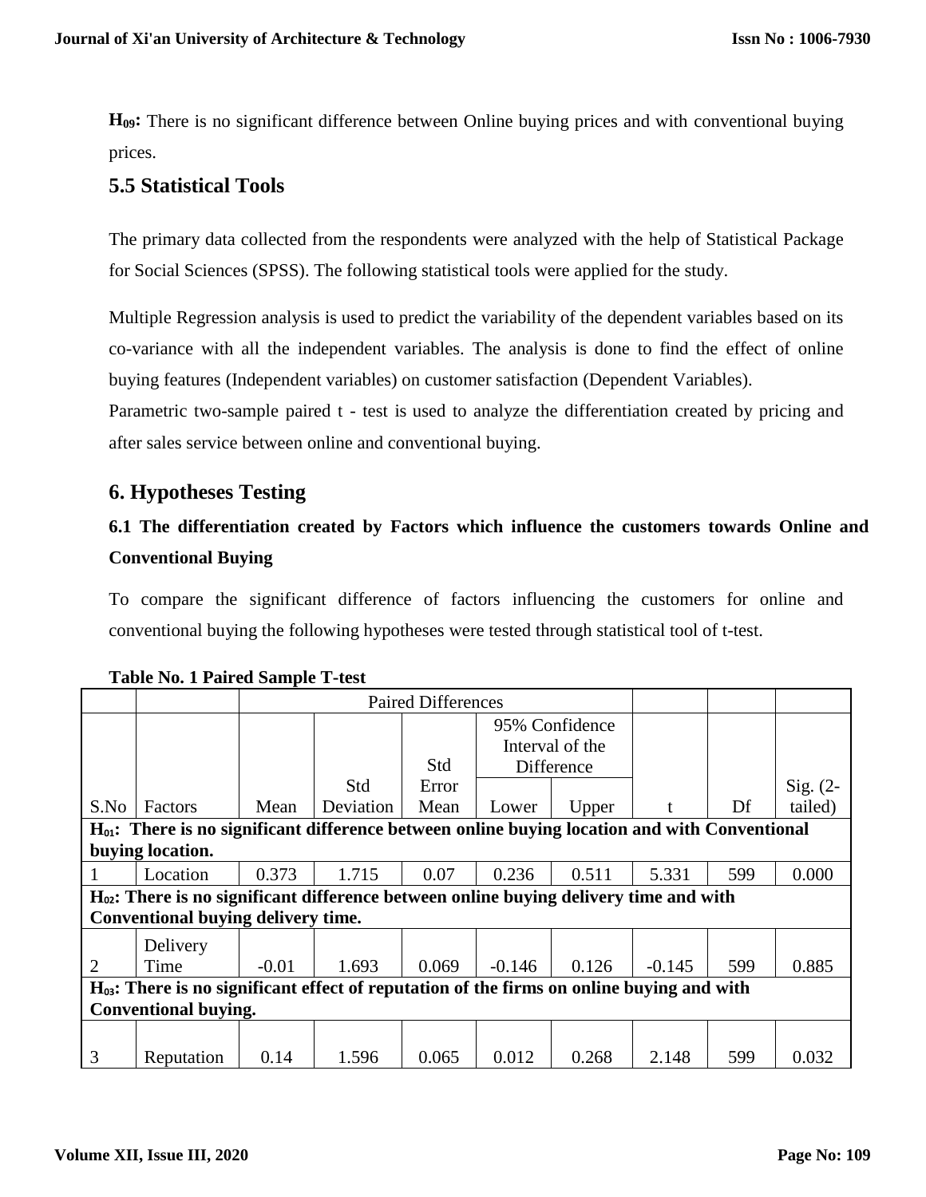**$H_{09}$:** There is no significant difference between Online buying prices and with conventional buying prices.

## 5.5 Statistical Tools

The primary data collected from the respondents were analyzed with the help of Statistical Package for Social Sciences (SPSS). The following statistical tools were applied for the study.

Multiple Regression analysis is used to predict the variability of the dependent variables based on its co-variance with all the independent variables. The analysis is done to find the effect of online buying features (Independent variables) on customer satisfaction (Dependent Variables).

Parametric two-sample paired t - test is used to analyze the differentiation created by pricing and after sales service between online and conventional buying.

# 6. Hypotheses Testing

### 6.1 The differentiation created by Factors which influence the customers towards Online and Conventional Buying

To compare the significant difference of factors influencing the customers for online and conventional buying the following hypotheses were tested through statistical tool of t-test.

**Table No. 1 Paired Sample T-test**

| | | Paired Differences | | | | | | | |
|---|---|---|---|---|---|---|---|---|---|
| | | | | | 95% Confidence Interval of the Difference | | | | |
| S.No | Factors | Mean | Std Deviation | Std Error Mean | Lower | Upper | t | Df | Sig. (2-tailed) |
| **$H_{01}$: There is no significant difference between online buying location and with Conventional buying location.** | | | | | | | | | |
| 1 | Location | 0.373 | 1.715 | 0.07 | 0.236 | 0.511 | 5.331 | 599 | 0.000 |
| **$H_{02}$: There is no significant difference between online buying delivery time and with Conventional buying delivery time.** | | | | | | | | | |
| 2 | Delivery Time | -0.01 | 1.693 | 0.069 | -0.146 | 0.126 | -0.145 | 599 | 0.885 |
| **$H_{03}$: There is no significant effect of reputation of the firms on online buying and with Conventional buying.** | | | | | | | | | |
| 3 | Reputation | 0.14 | 1.596 | 0.065 | 0.012 | 0.268 | 2.148 | 599 | 0.032 |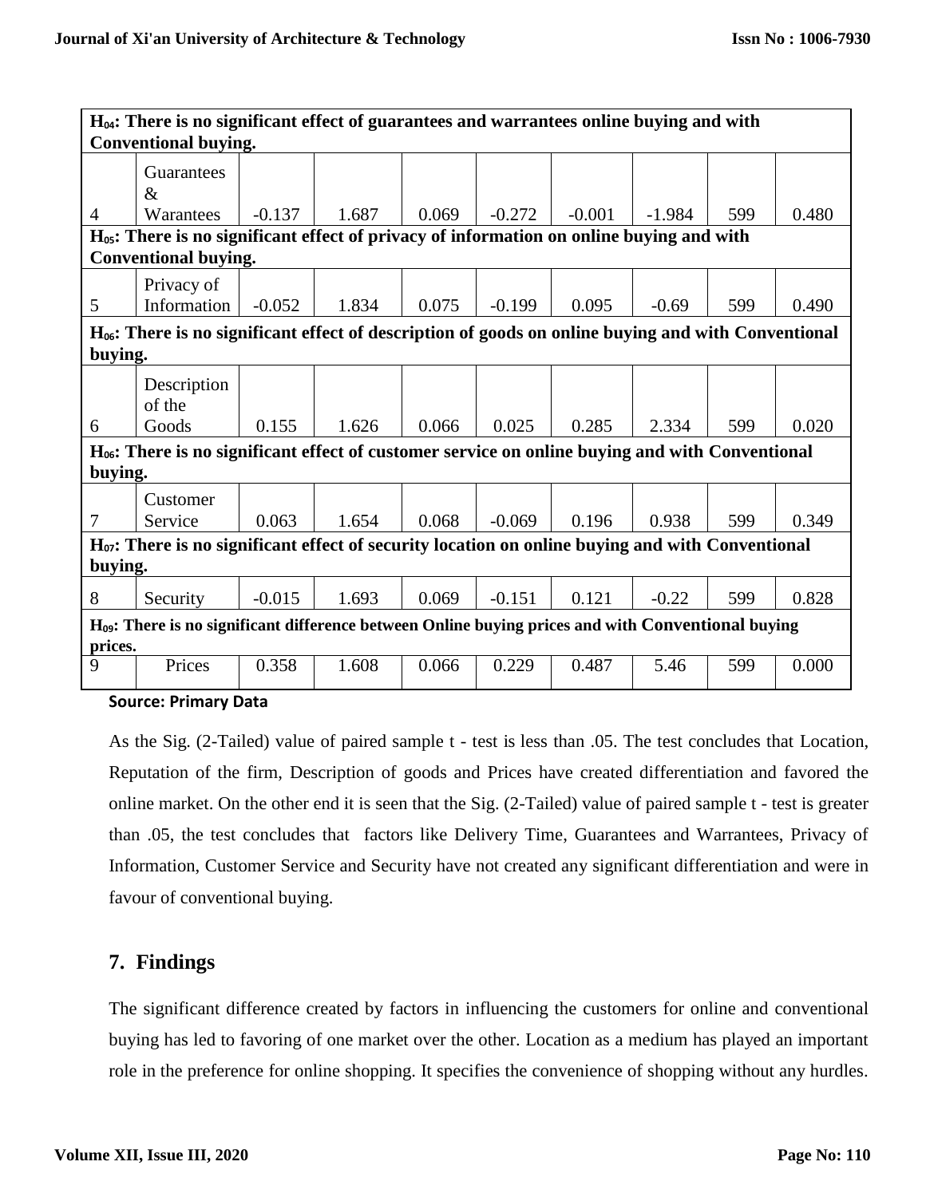| | | | | | | | | | |
|---|---|---|---|---|---|---|---|---|---|
| **$H_{04}$: There is no significant effect of guarantees and warrantees online buying and with Conventional buying.** | | | | | | | | | |
| 4 | Guarantees & Warantees | -0.137 | 1.687 | 0.069 | -0.272 | -0.001 | -1.984 | 599 | 0.480 |
| **$H_{05}$: There is no significant effect of privacy of information on online buying and with Conventional buying.** | | | | | | | | | |
| 5 | Privacy of Information | -0.052 | 1.834 | 0.075 | -0.199 | 0.095 | -0.69 | 599 | 0.490 |
| **$H_{06}$: There is no significant effect of description of goods on online buying and with Conventional buying.** | | | | | | | | | |
| 6 | Description of the Goods | 0.155 | 1.626 | 0.066 | 0.025 | 0.285 | 2.334 | 599 | 0.020 |
| **$H_{06}$: There is no significant effect of customer service on online buying and with Conventional buying.** | | | | | | | | | |
| 7 | Customer Service | 0.063 | 1.654 | 0.068 | -0.069 | 0.196 | 0.938 | 599 | 0.349 |
| **$H_{07}$: There is no significant effect of security location on online buying and with Conventional buying.** | | | | | | | | | |
| 8 | Security | -0.015 | 1.693 | 0.069 | -0.151 | 0.121 | -0.22 | 599 | 0.828 |
| **$H_{09}$: There is no significant difference between Online buying prices and with Conventional buying prices.** | | | | | | | | | |
| 9 | Prices | 0.358 | 1.608 | 0.066 | 0.229 | 0.487 | 5.46 | 599 | 0.000 |

**Source: Primary Data**

As the Sig. (2-Tailed) value of paired sample t - test is less than .05. The test concludes that Location, Reputation of the firm, Description of goods and Prices have created differentiation and favored the online market. On the other end it is seen that the Sig. (2-Tailed) value of paired sample t - test is greater than .05, the test concludes that factors like Delivery Time, Guarantees and Warrantees, Privacy of Information, Customer Service and Security have not created any significant differentiation and were in favour of conventional buying.

## 7. Findings

The significant difference created by factors in influencing the customers for online and conventional buying has led to favoring of one market over the other. Location as a medium has played an important role in the preference for online shopping. It specifies the convenience of shopping without any hurdles.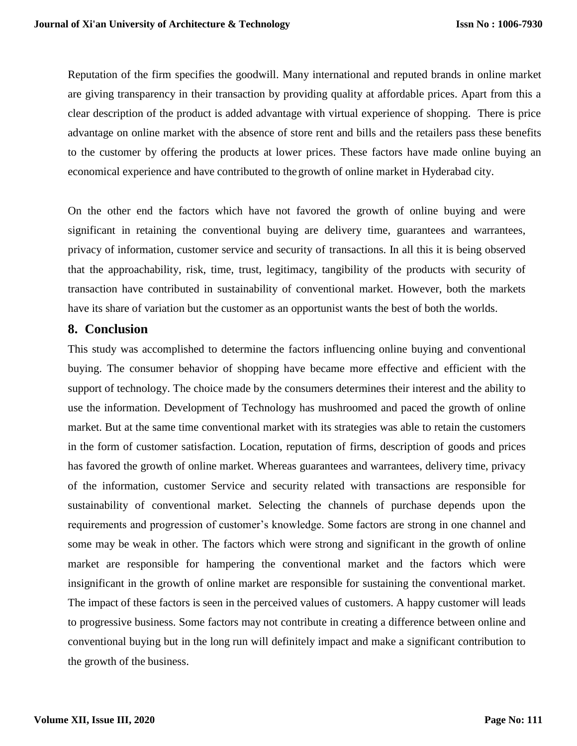Reputation of the firm specifies the goodwill. Many international and reputed brands in online market are giving transparency in their transaction by providing quality at affordable prices. Apart from this a clear description of the product is added advantage with virtual experience of shopping. There is price advantage on online market with the absence of store rent and bills and the retailers pass these benefits to the customer by offering the products at lower prices. These factors have made online buying an economical experience and have contributed to the growth of online market in Hyderabad city.

On the other end the factors which have not favored the growth of online buying and were significant in retaining the conventional buying are delivery time, guarantees and warrantees, privacy of information, customer service and security of transactions. In all this it is being observed that the approachability, risk, time, trust, legitimacy, tangibility of the products with security of transaction have contributed in sustainability of conventional market. However, both the markets have its share of variation but the customer as an opportunist wants the best of both the worlds.

## 8. Conclusion

This study was accomplished to determine the factors influencing online buying and conventional buying. The consumer behavior of shopping have became more effective and efficient with the support of technology. The choice made by the consumers determines their interest and the ability to use the information. Development of Technology has mushroomed and paced the growth of online market. But at the same time conventional market with its strategies was able to retain the customers in the form of customer satisfaction. Location, reputation of firms, description of goods and prices has favored the growth of online market. Whereas guarantees and warrantees, delivery time, privacy of the information, customer Service and security related with transactions are responsible for sustainability of conventional market. Selecting the channels of purchase depends upon the requirements and progression of customer's knowledge. Some factors are strong in one channel and some may be weak in other. The factors which were strong and significant in the growth of online market are responsible for hampering the conventional market and the factors which were insignificant in the growth of online market are responsible for sustaining the conventional market. The impact of these factors is seen in the perceived values of customers. A happy customer will leads to progressive business. Some factors may not contribute in creating a difference between online and conventional buying but in the long run will definitely impact and make a significant contribution to the growth of the business.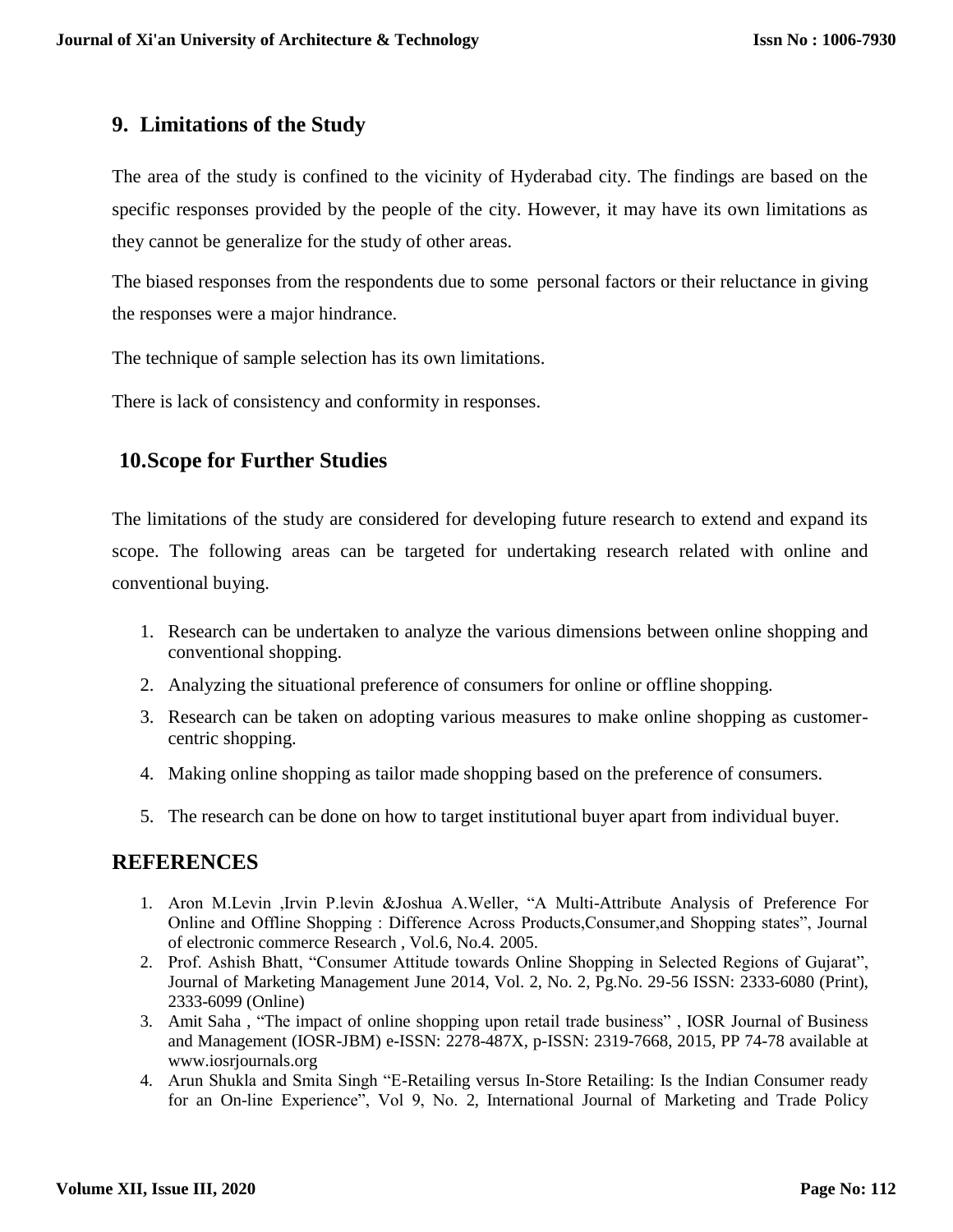## 9. Limitations of the Study

The area of the study is confined to the vicinity of Hyderabad city. The findings are based on the specific responses provided by the people of the city. However, it may have its own limitations as they cannot be generalize for the study of other areas.

The biased responses from the respondents due to some personal factors or their reluctance in giving the responses were a major hindrance.

The technique of sample selection has its own limitations.

There is lack of consistency and conformity in responses.

## 10.Scope for Further Studies

The limitations of the study are considered for developing future research to extend and expand its scope. The following areas can be targeted for undertaking research related with online and conventional buying.

1. Research can be undertaken to analyze the various dimensions between online shopping and conventional shopping.
2. Analyzing the situational preference of consumers for online or offline shopping.
3. Research can be taken on adopting various measures to make online shopping as customer-centric shopping.
4. Making online shopping as tailor made shopping based on the preference of consumers.
5. The research can be done on how to target institutional buyer apart from individual buyer.

## REFERENCES

1. Aron M.Levin ,Irvin P.levin &Joshua A.Weller, "A Multi-Attribute Analysis of Preference For Online and Offline Shopping : Difference Across Products,Consumer,and Shopping states", Journal of electronic commerce Research , Vol.6, No.4. 2005.
2. Prof. Ashish Bhatt, "Consumer Attitude towards Online Shopping in Selected Regions of Gujarat", Journal of Marketing Management June 2014, Vol. 2, No. 2, Pg.No. 29-56 ISSN: 2333-6080 (Print), 2333-6099 (Online)
3. Amit Saha , "The impact of online shopping upon retail trade business" , IOSR Journal of Business and Management (IOSR-JBM) e-ISSN: 2278-487X, p-ISSN: 2319-7668, 2015, PP 74-78 available at www.iosrjournals.org
4. Arun Shukla and Smita Singh "E-Retailing versus In-Store Retailing: Is the Indian Consumer ready for an On-line Experience", Vol 9, No. 2, International Journal of Marketing and Trade Policy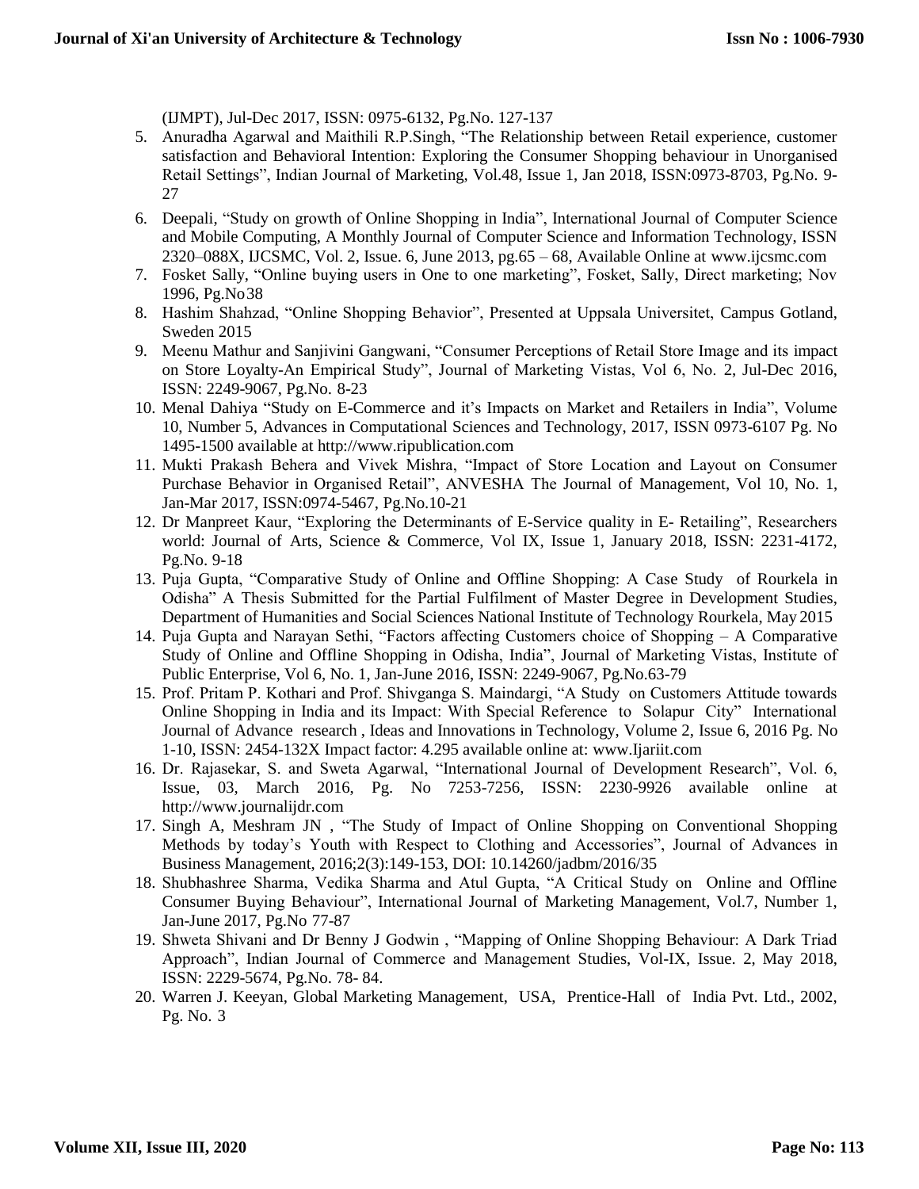(IJMPT), Jul-Dec 2017, ISSN: 0975-6132, Pg.No. 127-137

5. Anuradha Agarwal and Maithili R.P.Singh, "The Relationship between Retail experience, customer satisfaction and Behavioral Intention: Exploring the Consumer Shopping behaviour in Unorganised Retail Settings", Indian Journal of Marketing, Vol.48, Issue 1, Jan 2018, ISSN:0973-8703, Pg.No. 9-27
6. Deepali, "Study on growth of Online Shopping in India", International Journal of Computer Science and Mobile Computing, A Monthly Journal of Computer Science and Information Technology, ISSN 2320–088X, IJCSMC, Vol. 2, Issue. 6, June 2013, pg.65 – 68, Available Online at www.ijcsmc.com
7. Fosket Sally, "Online buying users in One to one marketing", Fosket, Sally, Direct marketing; Nov 1996, Pg.No 38
8. Hashim Shahzad, "Online Shopping Behavior", Presented at Uppsala Universitet, Campus Gotland, Sweden 2015
9. Meenu Mathur and Sanjivini Gangwani, "Consumer Perceptions of Retail Store Image and its impact on Store Loyalty-An Empirical Study", Journal of Marketing Vistas, Vol 6, No. 2, Jul-Dec 2016, ISSN: 2249-9067, Pg.No. 8-23
10. Menal Dahiya "Study on E-Commerce and it's Impacts on Market and Retailers in India", Volume 10, Number 5, Advances in Computational Sciences and Technology, 2017, ISSN 0973-6107 Pg. No 1495-1500 available at http://www.ripublication.com
11. Mukti Prakash Behera and Vivek Mishra, "Impact of Store Location and Layout on Consumer Purchase Behavior in Organised Retail", ANVESHA The Journal of Management, Vol 10, No. 1, Jan-Mar 2017, ISSN:0974-5467, Pg.No.10-21
12. Dr Manpreet Kaur, "Exploring the Determinants of E-Service quality in E- Retailing", Researchers world: Journal of Arts, Science & Commerce, Vol IX, Issue 1, January 2018, ISSN: 2231-4172, Pg.No. 9-18
13. Puja Gupta, "Comparative Study of Online and Offline Shopping: A Case Study of Rourkela in Odisha" A Thesis Submitted for the Partial Fulfilment of Master Degree in Development Studies, Department of Humanities and Social Sciences National Institute of Technology Rourkela, May 2015
14. Puja Gupta and Narayan Sethi, "Factors affecting Customers choice of Shopping – A Comparative Study of Online and Offline Shopping in Odisha, India", Journal of Marketing Vistas, Institute of Public Enterprise, Vol 6, No. 1, Jan-June 2016, ISSN: 2249-9067, Pg.No.63-79
15. Prof. Pritam P. Kothari and Prof. Shivganga S. Maindargi, "A Study on Customers Attitude towards Online Shopping in India and its Impact: With Special Reference to Solapur City" International Journal of Advance research , Ideas and Innovations in Technology, Volume 2, Issue 6, 2016 Pg. No 1-10, ISSN: 2454-132X Impact factor: 4.295 available online at: www.Ijariit.com
16. Dr. Rajasekar, S. and Sweta Agarwal, "International Journal of Development Research", Vol. 6, Issue, 03, March 2016, Pg. No 7253-7256, ISSN: 2230-9926 available online at http://www.journalijdr.com
17. Singh A, Meshram JN , "The Study of Impact of Online Shopping on Conventional Shopping Methods by today's Youth with Respect to Clothing and Accessories", Journal of Advances in Business Management, 2016;2(3):149-153, DOI: 10.14260/jadbm/2016/35
18. Shubhashree Sharma, Vedika Sharma and Atul Gupta, "A Critical Study on Online and Offline Consumer Buying Behaviour", International Journal of Marketing Management, Vol.7, Number 1, Jan-June 2017, Pg.No 77-87
19. Shweta Shivani and Dr Benny J Godwin , "Mapping of Online Shopping Behaviour: A Dark Triad Approach", Indian Journal of Commerce and Management Studies, Vol-IX, Issue. 2, May 2018, ISSN: 2229-5674, Pg.No. 78- 84.
20. Warren J. Keeyan, Global Marketing Management, USA, Prentice-Hall of India Pvt. Ltd., 2002, Pg. No. 3